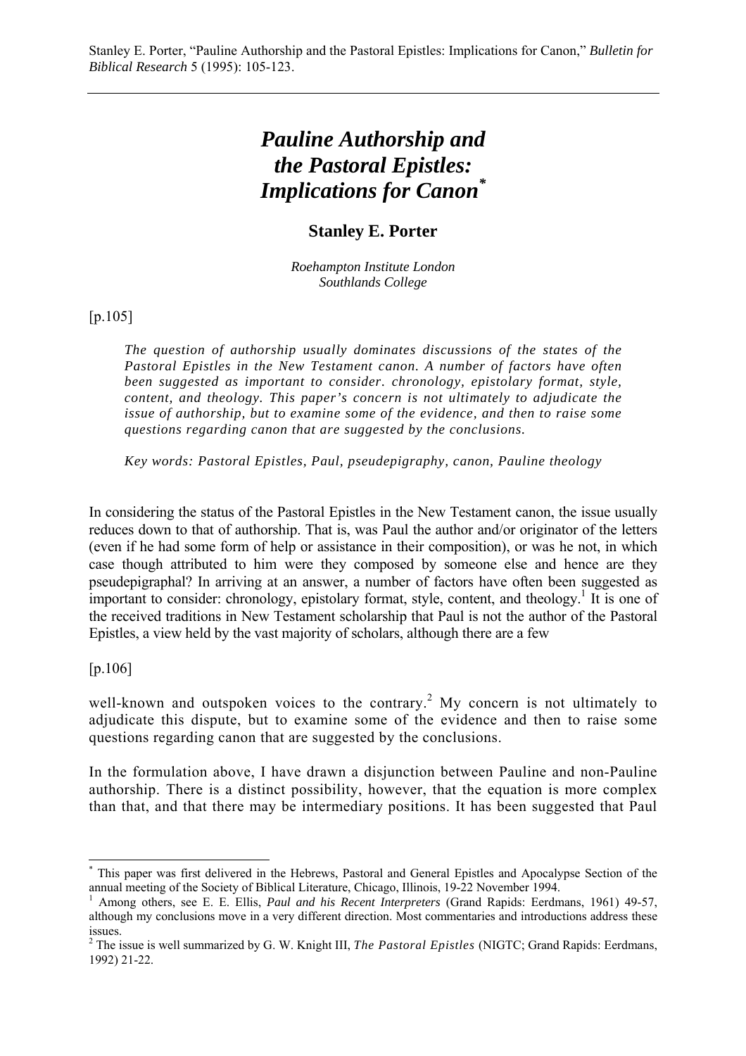Stanley E. Porter, “Pauline Authorship and the Pastoral Epistles: Implications for Canon,” *Bulletin for Biblical Research* 5 (1995): 105-123.

# *Pauline Authorship and the Pastoral Epistles: Implications for Canon*[*]

## Stanley E. Porter

*Roehampton Institute London*
*Southlands College*

[p.105]

*The question of authorship usually dominates discussions of the states of the Pastoral Epistles in the New Testament canon. A number of factors have often been suggested as important to consider. chronology, epistolary format, style, content, and theology. This paper’s concern is not ultimately to adjudicate the issue of authorship, but to examine some of the evidence, and then to raise some questions regarding canon that are suggested by the conclusions.*

*Key words: Pastoral Epistles, Paul, pseudepigraphy, canon, Pauline theology*

In considering the status of the Pastoral Epistles in the New Testament canon, the issue usually reduces down to that of authorship. That is, was Paul the author and/or originator of the letters (even if he had some form of help or assistance in their composition), or was he not, in which case though attributed to him were they composed by someone else and hence are they pseudepigraphal? In arriving at an answer, a number of factors have often been suggested as important to consider: chronology, epistolary format, style, content, and theology.[1] It is one of the received traditions in New Testament scholarship that Paul is not the author of the Pastoral Epistles, a view held by the vast majority of scholars, although there are a few

[p.106]

well-known and outspoken voices to the contrary.[2] My concern is not ultimately to adjudicate this dispute, but to examine some of the evidence and then to raise some questions regarding canon that are suggested by the conclusions.

In the formulation above, I have drawn a disjunction between Pauline and non-Pauline authorship. There is a distinct possibility, however, that the equation is more complex than that, and that there may be intermediary positions. It has been suggested that Paul

---

[*] This paper was first delivered in the Hebrews, Pastoral and General Epistles and Apocalypse Section of the annual meeting of the Society of Biblical Literature, Chicago, Illinois, 19-22 November 1994.

[1] Among others, see E. E. Ellis, *Paul and his Recent Interpreters* (Grand Rapids: Eerdmans, 1961) 49-57, although my conclusions move in a very different direction. Most commentaries and introductions address these issues.

[2] The issue is well summarized by G. W. Knight III, *The Pastoral Epistles* (NIGTC; Grand Rapids: Eerdmans, 1992) 21-22.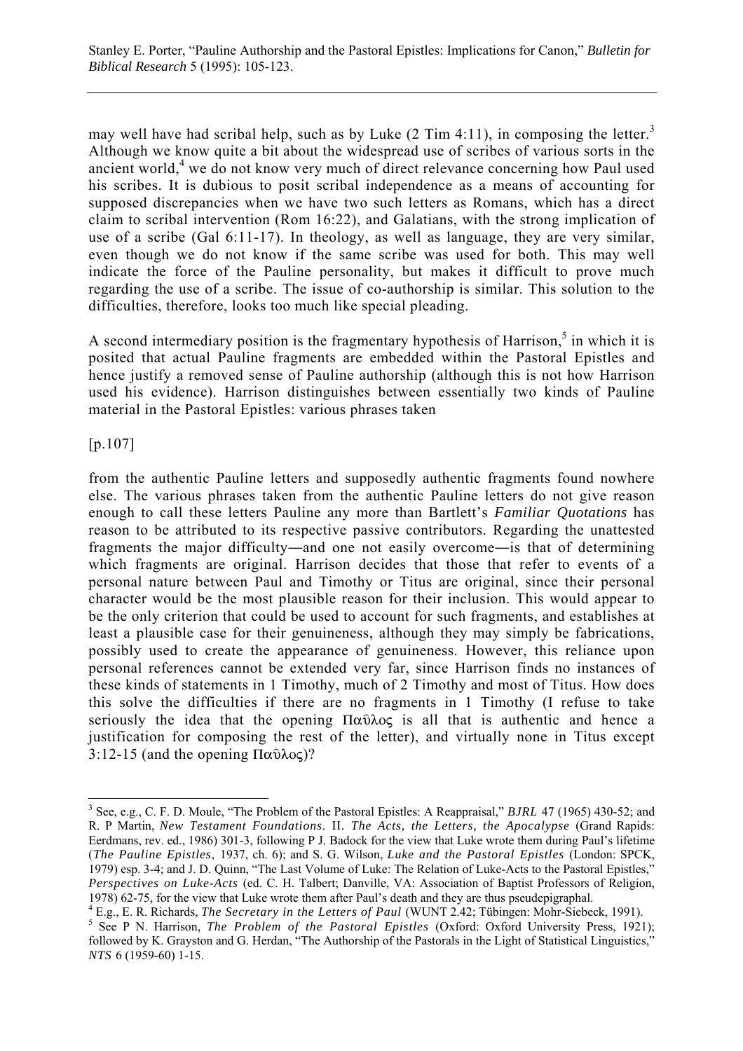may well have had scribal help, such as by Luke (2 Tim 4:11), in composing the letter.[3] Although we know quite a bit about the widespread use of scribes of various sorts in the ancient world,[4] we do not know very much of direct relevance concerning how Paul used his scribes. It is dubious to posit scribal independence as a means of accounting for supposed discrepancies when we have two such letters as Romans, which has a direct claim to scribal intervention (Rom 16:22), and Galatians, with the strong implication of use of a scribe (Gal 6:11-17). In theology, as well as language, they are very similar, even though we do not know if the same scribe was used for both. This may well indicate the force of the Pauline personality, but makes it difficult to prove much regarding the use of a scribe. The issue of co-authorship is similar. This solution to the difficulties, therefore, looks too much like special pleading.

A second intermediary position is the fragmentary hypothesis of Harrison,[5] in which it is posited that actual Pauline fragments are embedded within the Pastoral Epistles and hence justify a removed sense of Pauline authorship (although this is not how Harrison used his evidence). Harrison distinguishes between essentially two kinds of Pauline material in the Pastoral Epistles: various phrases taken

[p.107]

from the authentic Pauline letters and supposedly authentic fragments found nowhere else. The various phrases taken from the authentic Pauline letters do not give reason enough to call these letters Pauline any more than Bartlett's *Familiar Quotations* has reason to be attributed to its respective passive contributors. Regarding the unattested fragments the major difficulty—and one not easily overcome—is that of determining which fragments are original. Harrison decides that those that refer to events of a personal nature between Paul and Timothy or Titus are original, since their personal character would be the most plausible reason for their inclusion. This would appear to be the only criterion that could be used to account for such fragments, and establishes at least a plausible case for their genuineness, although they may simply be fabrications, possibly used to create the appearance of genuineness. However, this reliance upon personal references cannot be extended very far, since Harrison finds no instances of these kinds of statements in 1 Timothy, much of 2 Timothy and most of Titus. How does this solve the difficulties if there are no fragments in 1 Timothy (I refuse to take seriously the idea that the opening Παῦλος is all that is authentic and hence a justification for composing the rest of the letter), and virtually none in Titus except 3:12-15 (and the opening Παῦλος)?

---

[3] See, e.g., C. F. D. Moule, "The Problem of the Pastoral Epistles: A Reappraisal," *BJRL* 47 (1965) 430-52; and R. P Martin, *New Testament Foundations*. II. *The Acts, the Letters, the Apocalypse* (Grand Rapids: Eerdmans, rev. ed., 1986) 301-3, following P J. Badock for the view that Luke wrote them during Paul's lifetime (*The Pauline Epistles*, 1937, ch. 6); and S. G. Wilson, *Luke and the Pastoral Epistles* (London: SPCK, 1979) esp. 3-4; and J. D. Quinn, "The Last Volume of Luke: The Relation of Luke-Acts to the Pastoral Epistles," *Perspectives on Luke-Acts* (ed. C. H. Talbert; Danville, VA: Association of Baptist Professors of Religion, 1978) 62-75, for the view that Luke wrote them after Paul's death and they are thus pseudepigraphal.

[4] E.g., E. R. Richards, *The Secretary in the Letters of Paul* (WUNT 2.42; Tübingen: Mohr-Siebeck, 1991).

[5] See P N. Harrison, *The Problem of the Pastoral Epistles* (Oxford: Oxford University Press, 1921); followed by K. Grayston and G. Herdan, "The Authorship of the Pastorals in the Light of Statistical Linguistics," *NTS* 6 (1959-60) 1-15.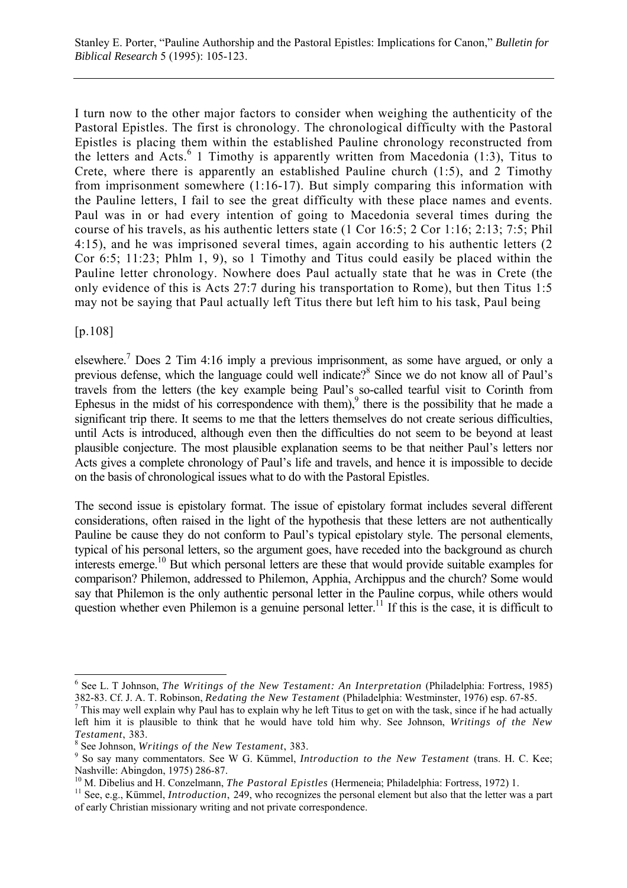I turn now to the other major factors to consider when weighing the authenticity of the Pastoral Epistles. The first is chronology. The chronological difficulty with the Pastoral Epistles is placing them within the established Pauline chronology reconstructed from the letters and Acts.[6] 1 Timothy is apparently written from Macedonia (1:3), Titus to Crete, where there is apparently an established Pauline church (1:5), and 2 Timothy from imprisonment somewhere (1:16-17). But simply comparing this information with the Pauline letters, I fail to see the great difficulty with these place names and events. Paul was in or had every intention of going to Macedonia several times during the course of his travels, as his authentic letters state (1 Cor 16:5; 2 Cor 1:16; 2:13; 7:5; Phil 4:15), and he was imprisoned several times, again according to his authentic letters (2 Cor 6:5; 11:23; Phlm 1, 9), so 1 Timothy and Titus could easily be placed within the Pauline letter chronology. Nowhere does Paul actually state that he was in Crete (the only evidence of this is Acts 27:7 during his transportation to Rome), but then Titus 1:5 may not be saying that Paul actually left Titus there but left him to his task, Paul being

[p.108]

elsewhere.[7] Does 2 Tim 4:16 imply a previous imprisonment, as some have argued, or only a previous defense, which the language could well indicate?[8] Since we do not know all of Paul's travels from the letters (the key example being Paul's so-called tearful visit to Corinth from Ephesus in the midst of his correspondence with them),[9] there is the possibility that he made a significant trip there. It seems to me that the letters themselves do not create serious difficulties, until Acts is introduced, although even then the difficulties do not seem to be beyond at least plausible conjecture. The most plausible explanation seems to be that neither Paul's letters nor Acts gives a complete chronology of Paul's life and travels, and hence it is impossible to decide on the basis of chronological issues what to do with the Pastoral Epistles.

The second issue is epistolary format. The issue of epistolary format includes several different considerations, often raised in the light of the hypothesis that these letters are not authentically Pauline be cause they do not conform to Paul's typical epistolary style. The personal elements, typical of his personal letters, so the argument goes, have receded into the background as church interests emerge.[10] But which personal letters are these that would provide suitable examples for comparison? Philemon, addressed to Philemon, Apphia, Archippus and the church? Some would say that Philemon is the only authentic personal letter in the Pauline corpus, while others would question whether even Philemon is a genuine personal letter.[11] If this is the case, it is difficult to

---

[6] See L. T Johnson, *The Writings of the New Testament: An Interpretation* (Philadelphia: Fortress, 1985) 382-83. Cf. J. A. T. Robinson, *Redating the New Testament* (Philadelphia: Westminster, 1976) esp. 67-85.

[7] This may well explain why Paul has to explain why he left Titus to get on with the task, since if he had actually left him it is plausible to think that he would have told him why. See Johnson, *Writings of the New Testament*, 383.

[8] See Johnson, *Writings of the New Testament*, 383.

[9] So say many commentators. See W G. Kümmel, *Introduction to the New Testament* (trans. H. C. Kee; Nashville: Abingdon, 1975) 286-87.

[10] M. Dibelius and H. Conzelmann, *The Pastoral Epistles* (Hermeneia; Philadelphia: Fortress, 1972) 1.

[11] See, e.g., Kümmel, *Introduction*, 249, who recognizes the personal element but also that the letter was a part of early Christian missionary writing and not private correspondence.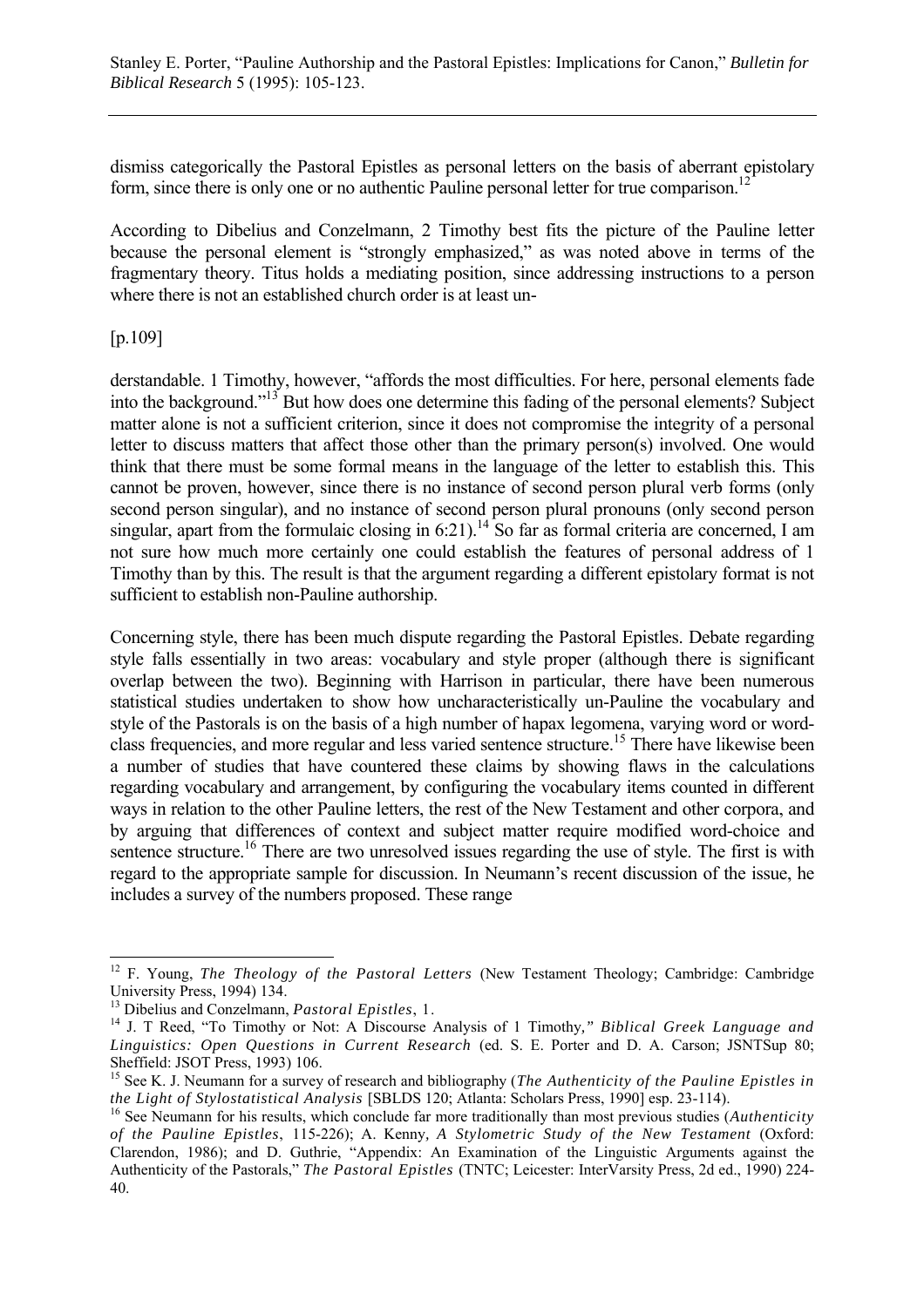dismiss categorically the Pastoral Epistles as personal letters on the basis of aberrant epistolary form, since there is only one or no authentic Pauline personal letter for true comparison.[12]

According to Dibelius and Conzelmann, 2 Timothy best fits the picture of the Pauline letter because the personal element is "strongly emphasized," as was noted above in terms of the fragmentary theory. Titus holds a mediating position, since addressing instructions to a person where there is not an established church order is at least un-

[p.109]

derstandable. 1 Timothy, however, "affords the most difficulties. For here, personal elements fade into the background."[13] But how does one determine this fading of the personal elements? Subject matter alone is not a sufficient criterion, since it does not compromise the integrity of a personal letter to discuss matters that affect those other than the primary person(s) involved. One would think that there must be some formal means in the language of the letter to establish this. This cannot be proven, however, since there is no instance of second person plural verb forms (only second person singular), and no instance of second person plural pronouns (only second person singular, apart from the formulaic closing in 6:21).[14] So far as formal criteria are concerned, I am not sure how much more certainly one could establish the features of personal address of 1 Timothy than by this. The result is that the argument regarding a different epistolary format is not sufficient to establish non-Pauline authorship.

Concerning style, there has been much dispute regarding the Pastoral Epistles. Debate regarding style falls essentially in two areas: vocabulary and style proper (although there is significant overlap between the two). Beginning with Harrison in particular, there have been numerous statistical studies undertaken to show how uncharacteristically un-Pauline the vocabulary and style of the Pastorals is on the basis of a high number of hapax legomena, varying word or word-class frequencies, and more regular and less varied sentence structure.[15] There have likewise been a number of studies that have countered these claims by showing flaws in the calculations regarding vocabulary and arrangement, by configuring the vocabulary items counted in different ways in relation to the other Pauline letters, the rest of the New Testament and other corpora, and by arguing that differences of context and subject matter require modified word-choice and sentence structure.[16] There are two unresolved issues regarding the use of style. The first is with regard to the appropriate sample for discussion. In Neumann's recent discussion of the issue, he includes a survey of the numbers proposed. These range

---

[12] F. Young, *The Theology of the Pastoral Letters* (New Testament Theology; Cambridge: Cambridge University Press, 1994) 134.

[13] Dibelius and Conzelmann, *Pastoral Epistles*, 1.

[14] J. T Reed, "To Timothy or Not: A Discourse Analysis of 1 Timothy," *Biblical Greek Language and Linguistics: Open Questions in Current Research* (ed. S. E. Porter and D. A. Carson; JSNTSup 80; Sheffield: JSOT Press, 1993) 106.

[15] See K. J. Neumann for a survey of research and bibliography (*The Authenticity of the Pauline Epistles in the Light of Stylostatistical Analysis* [SBLDS 120; Atlanta: Scholars Press, 1990] esp. 23-114).

[16] See Neumann for his results, which conclude far more traditionally than most previous studies (*Authenticity of the Pauline Epistles*, 115-226); A. Kenny, *A Stylometric Study of the New Testament* (Oxford: Clarendon, 1986); and D. Guthrie, "Appendix: An Examination of the Linguistic Arguments against the Authenticity of the Pastorals," *The Pastoral Epistles* (TNTC; Leicester: InterVarsity Press, 2d ed., 1990) 224-40.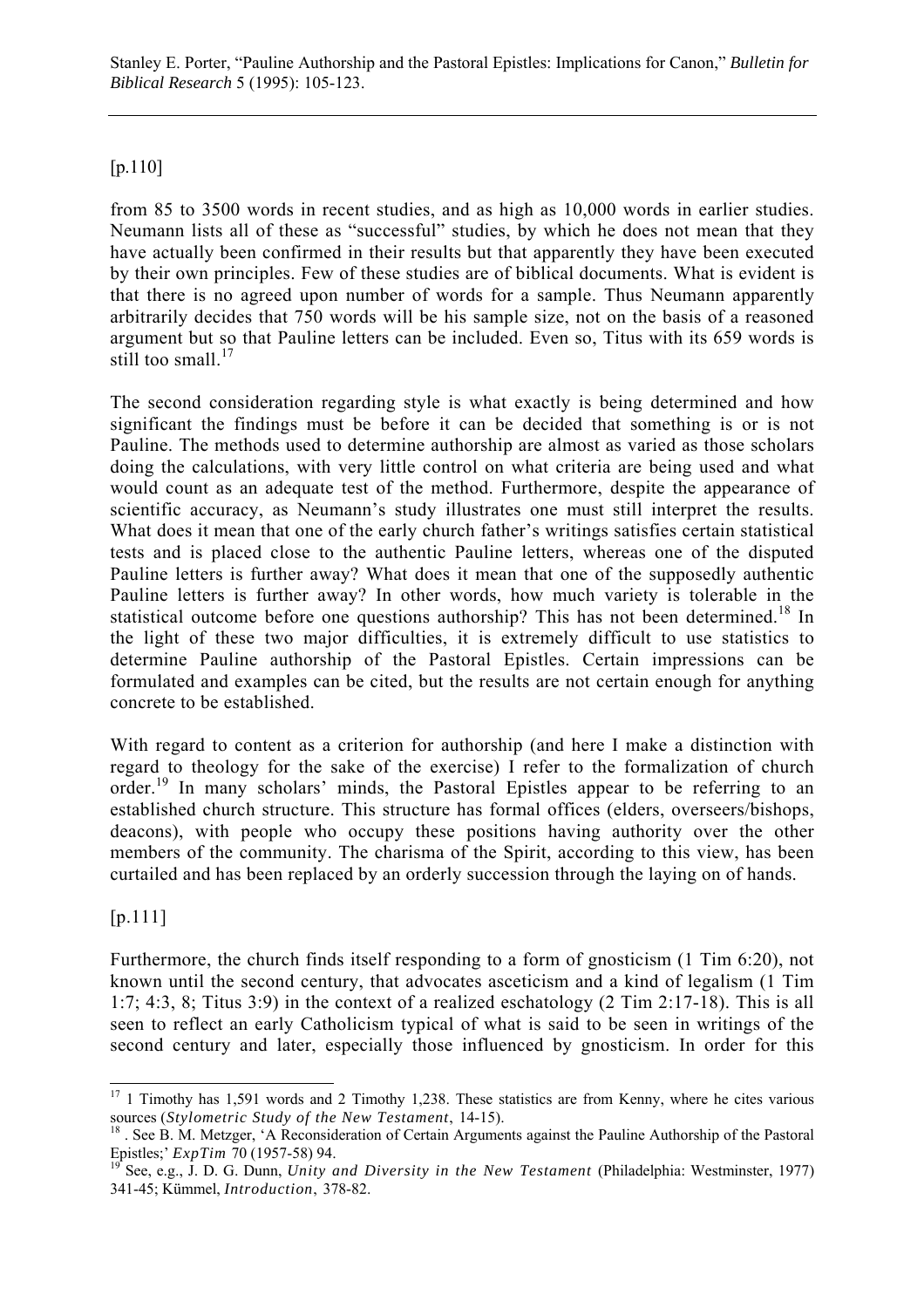[p.110]

from 85 to 3500 words in recent studies, and as high as 10,000 words in earlier studies. Neumann lists all of these as "successful" studies, by which he does not mean that they have actually been confirmed in their results but that apparently they have been executed by their own principles. Few of these studies are of biblical documents. What is evident is that there is no agreed upon number of words for a sample. Thus Neumann apparently arbitrarily decides that 750 words will be his sample size, not on the basis of a reasoned argument but so that Pauline letters can be included. Even so, Titus with its 659 words is still too small.[17]

The second consideration regarding style is what exactly is being determined and how significant the findings must be before it can be decided that something is or is not Pauline. The methods used to determine authorship are almost as varied as those scholars doing the calculations, with very little control on what criteria are being used and what would count as an adequate test of the method. Furthermore, despite the appearance of scientific accuracy, as Neumann's study illustrates one must still interpret the results. What does it mean that one of the early church father's writings satisfies certain statistical tests and is placed close to the authentic Pauline letters, whereas one of the disputed Pauline letters is further away? What does it mean that one of the supposedly authentic Pauline letters is further away? In other words, how much variety is tolerable in the statistical outcome before one questions authorship? This has not been determined.[18] In the light of these two major difficulties, it is extremely difficult to use statistics to determine Pauline authorship of the Pastoral Epistles. Certain impressions can be formulated and examples can be cited, but the results are not certain enough for anything concrete to be established.

With regard to content as a criterion for authorship (and here I make a distinction with regard to theology for the sake of the exercise) I refer to the formalization of church order.[19] In many scholars' minds, the Pastoral Epistles appear to be referring to an established church structure. This structure has formal offices (elders, overseers/bishops, deacons), with people who occupy these positions having authority over the other members of the community. The charisma of the Spirit, according to this view, has been curtailed and has been replaced by an orderly succession through the laying on of hands.

[p.111]

Furthermore, the church finds itself responding to a form of gnosticism (1 Tim 6:20), not known until the second century, that advocates asceticism and a kind of legalism (1 Tim 1:7; 4:3, 8; Titus 3:9) in the context of a realized eschatology (2 Tim 2:17-18). This is all seen to reflect an early Catholicism typical of what is said to be seen in writings of the second century and later, especially those influenced by gnosticism. In order for this

---

[17] 1 Timothy has 1,591 words and 2 Timothy 1,238. These statistics are from Kenny, where he cites various sources (*Stylometric Study of the New Testament*, 14-15).

[18] . See B. M. Metzger, 'A Reconsideration of Certain Arguments against the Pauline Authorship of the Pastoral Epistles;' *ExpTim* 70 (1957-58) 94.

[19] See, e.g., J. D. G. Dunn, *Unity and Diversity in the New Testament* (Philadelphia: Westminster, 1977) 341-45; Kümmel, *Introduction*, 378-82.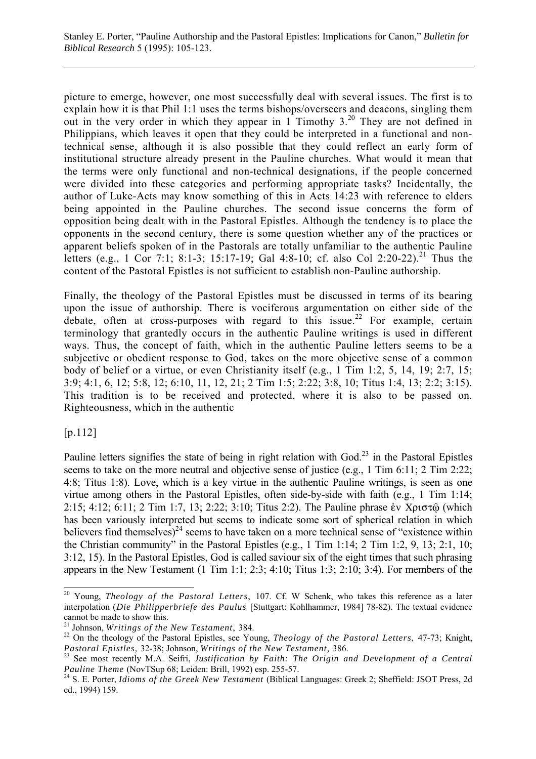picture to emerge, however, one most successfully deal with several issues. The first is to explain how it is that Phil 1:1 uses the terms bishops/overseers and deacons, singling them out in the very order in which they appear in 1 Timothy 3.[20] They are not defined in Philippians, which leaves it open that they could be interpreted in a functional and non-technical sense, although it is also possible that they could reflect an early form of institutional structure already present in the Pauline churches. What would it mean that the terms were only functional and non-technical designations, if the people concerned were divided into these categories and performing appropriate tasks? Incidentally, the author of Luke-Acts may know something of this in Acts 14:23 with reference to elders being appointed in the Pauline churches. The second issue concerns the form of opposition being dealt with in the Pastoral Epistles. Although the tendency is to place the opponents in the second century, there is some question whether any of the practices or apparent beliefs spoken of in the Pastorals are totally unfamiliar to the authentic Pauline letters (e.g., 1 Cor 7:1; 8:1-3; 15:17-19; Gal 4:8-10; cf. also Col 2:20-22).[21] Thus the content of the Pastoral Epistles is not sufficient to establish non-Pauline authorship.

Finally, the theology of the Pastoral Epistles must be discussed in terms of its bearing upon the issue of authorship. There is vociferous argumentation on either side of the debate, often at cross-purposes with regard to this issue.[22] For example, certain terminology that grantedly occurs in the authentic Pauline writings is used in different ways. Thus, the concept of faith, which in the authentic Pauline letters seems to be a subjective or obedient response to God, takes on the more objective sense of a common body of belief or a virtue, or even Christianity itself (e.g., 1 Tim 1:2, 5, 14, 19; 2:7, 15; 3:9; 4:1, 6, 12; 5:8, 12; 6:10, 11, 12, 21; 2 Tim 1:5; 2:22; 3:8, 10; Titus 1:4, 13; 2:2; 3:15). This tradition is to be received and protected, where it is also to be passed on. Righteousness, which in the authentic

[p.112]

Pauline letters signifies the state of being in right relation with God.[23] in the Pastoral Epistles seems to take on the more neutral and objective sense of justice (e.g., 1 Tim 6:11; 2 Tim 2:22; 4:8; Titus 1:8). Love, which is a key virtue in the authentic Pauline writings, is seen as one virtue among others in the Pastoral Epistles, often side-by-side with faith (e.g., 1 Tim 1:14; 2:15; 4:12; 6:11; 2 Tim 1:7, 13; 2:22; 3:10; Titus 2:2). The Pauline phrase ἐν Χριστῷ (which has been variously interpreted but seems to indicate some sort of spherical relation in which believers find themselves)[24] seems to have taken on a more technical sense of "existence within the Christian community" in the Pastoral Epistles (e.g., 1 Tim 1:14; 2 Tim 1:2, 9, 13; 2:1, 10; 3:12, 15). In the Pastoral Epistles, God is called saviour six of the eight times that such phrasing appears in the New Testament (1 Tim 1:1; 2:3; 4:10; Titus 1:3; 2:10; 3:4). For members of the

---

[20] Young, *Theology of the Pastoral Letters*, 107. Cf. W Schenk, who takes this reference as a later interpolation (*Die Philipperbriefe des Paulus* [Stuttgart: Kohlhammer, 1984] 78-82). The textual evidence cannot be made to show this.

[21] Johnson, *Writings of the New Testament*, 384.

[22] On the theology of the Pastoral Epistles, see Young, *Theology of the Pastoral Letters*, 47-73; Knight, *Pastoral Epistles*, 32-38; Johnson, *Writings of the New Testament,* 386.

[23] See most recently M.A. Seifri, *Justification by Faith: The Origin and Development of a Central Pauline Theme* (NovTSup 68; Leiden: Brill, 1992) esp. 255-57.

[24] S. E. Porter, *Idioms of the Greek New Testament* (Biblical Languages: Greek 2; Sheffield: JSOT Press, 2d ed., 1994) 159.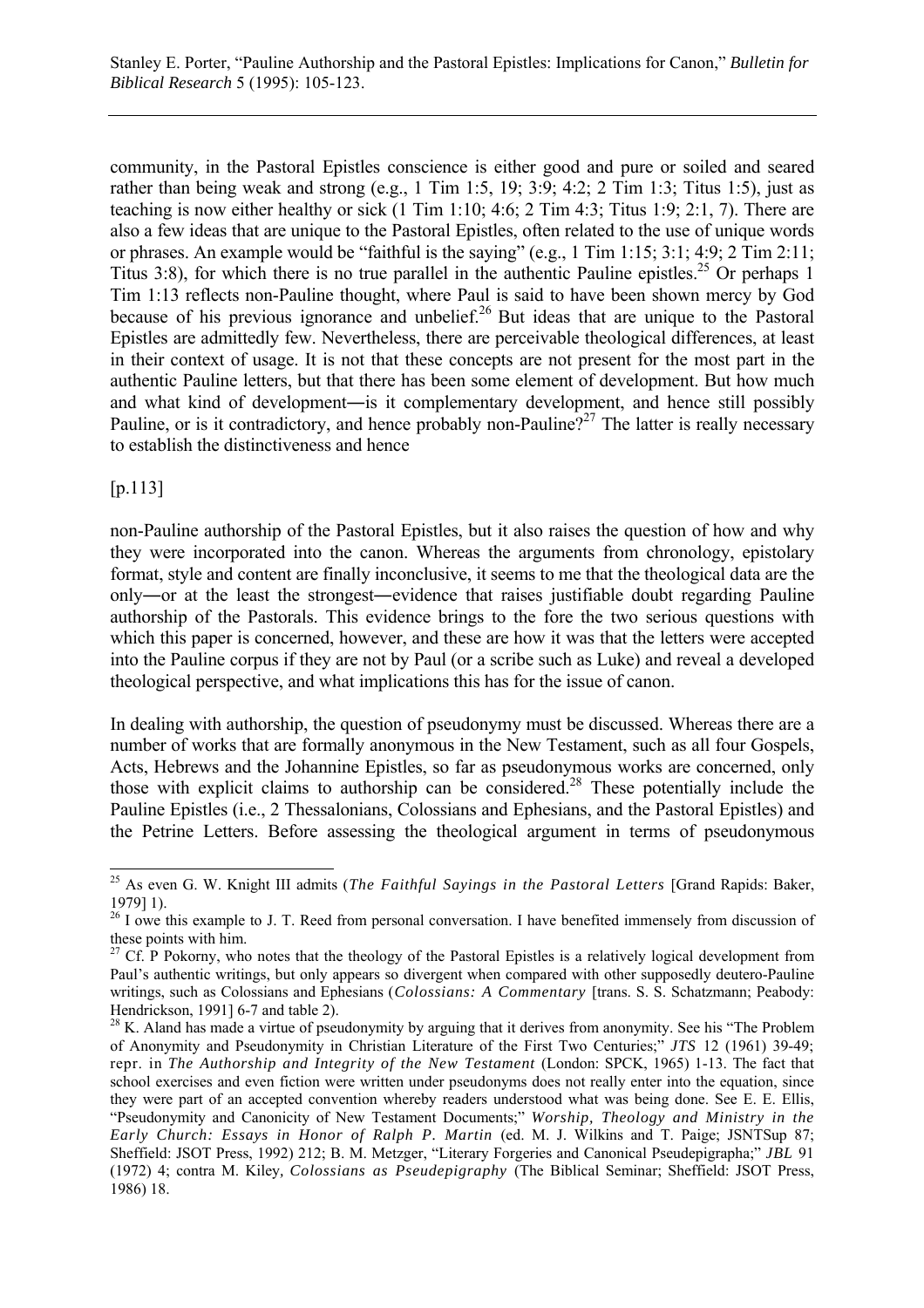community, in the Pastoral Epistles conscience is either good and pure or soiled and seared rather than being weak and strong (e.g., 1 Tim 1:5, 19; 3:9; 4:2; 2 Tim 1:3; Titus 1:5), just as teaching is now either healthy or sick (1 Tim 1:10; 4:6; 2 Tim 4:3; Titus 1:9; 2:1, 7). There are also a few ideas that are unique to the Pastoral Epistles, often related to the use of unique words or phrases. An example would be "faithful is the saying" (e.g., 1 Tim 1:15; 3:1; 4:9; 2 Tim 2:11; Titus 3:8), for which there is no true parallel in the authentic Pauline epistles.[25] Or perhaps 1 Tim 1:13 reflects non-Pauline thought, where Paul is said to have been shown mercy by God because of his previous ignorance and unbelief.[26] But ideas that are unique to the Pastoral Epistles are admittedly few. Nevertheless, there are perceivable theological differences, at least in their context of usage. It is not that these concepts are not present for the most part in the authentic Pauline letters, but that there has been some element of development. But how much and what kind of development―is it complementary development, and hence still possibly Pauline, or is it contradictory, and hence probably non-Pauline?[27] The latter is really necessary to establish the distinctiveness and hence

[p.113]

non-Pauline authorship of the Pastoral Epistles, but it also raises the question of how and why they were incorporated into the canon. Whereas the arguments from chronology, epistolary format, style and content are finally inconclusive, it seems to me that the theological data are the only―or at the least the strongest―evidence that raises justifiable doubt regarding Pauline authorship of the Pastorals. This evidence brings to the fore the two serious questions with which this paper is concerned, however, and these are how it was that the letters were accepted into the Pauline corpus if they are not by Paul (or a scribe such as Luke) and reveal a developed theological perspective, and what implications this has for the issue of canon.

In dealing with authorship, the question of pseudonymy must be discussed. Whereas there are a number of works that are formally anonymous in the New Testament, such as all four Gospels, Acts, Hebrews and the Johannine Epistles, so far as pseudonymous works are concerned, only those with explicit claims to authorship can be considered.[28] These potentially include the Pauline Epistles (i.e., 2 Thessalonians, Colossians and Ephesians, and the Pastoral Epistles) and the Petrine Letters. Before assessing the theological argument in terms of pseudonymous

---

[25] As even G. W. Knight III admits (*The Faithful Sayings in the Pastoral Letters* [Grand Rapids: Baker, 1979] 1).

[26] I owe this example to J. T. Reed from personal conversation. I have benefited immensely from discussion of these points with him.

[27] Cf. P Pokorny, who notes that the theology of the Pastoral Epistles is a relatively logical development from Paul's authentic writings, but only appears so divergent when compared with other supposedly deutero-Pauline writings, such as Colossians and Ephesians (*Colossians: A Commentary* [trans. S. S. Schatzmann; Peabody: Hendrickson, 1991] 6-7 and table 2).

[28] K. Aland has made a virtue of pseudonymity by arguing that it derives from anonymity. See his "The Problem of Anonymity and Pseudonymity in Christian Literature of the First Two Centuries;" *JTS* 12 (1961) 39-49; repr. in *The Authorship and Integrity of the New Testament* (London: SPCK, 1965) 1-13. The fact that school exercises and even fiction were written under pseudonyms does not really enter into the equation, since they were part of an accepted convention whereby readers understood what was being done. See E. E. Ellis, "Pseudonymity and Canonicity of New Testament Documents;" *Worship, Theology and Ministry in the Early Church: Essays in Honor of Ralph P. Martin* (ed. M. J. Wilkins and T. Paige; JSNTSup 87; Sheffield: JSOT Press, 1992) 212; B. M. Metzger, "Literary Forgeries and Canonical Pseudepigrapha;" *JBL* 91 (1972) 4; contra M. Kiley, *Colossians as Pseudepigraphy* (The Biblical Seminar; Sheffield: JSOT Press, 1986) 18.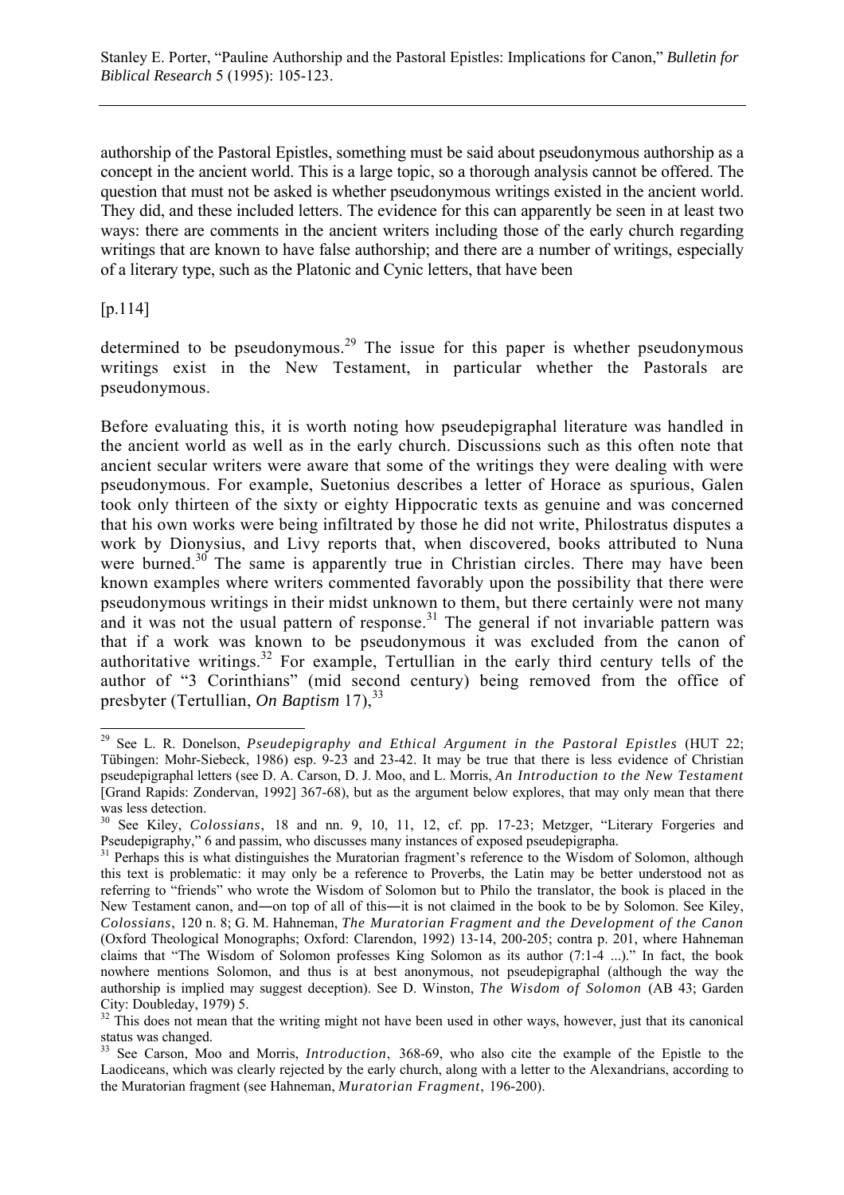authorship of the Pastoral Epistles, something must be said about pseudonymous authorship as a concept in the ancient world. This is a large topic, so a thorough analysis cannot be offered. The question that must not be asked is whether pseudonymous writings existed in the ancient world. They did, and these included letters. The evidence for this can apparently be seen in at least two ways: there are comments in the ancient writers including those of the early church regarding writings that are known to have false authorship; and there are a number of writings, especially of a literary type, such as the Platonic and Cynic letters, that have been

[p.114]

determined to be pseudonymous.[29] The issue for this paper is whether pseudonymous writings exist in the New Testament, in particular whether the Pastorals are pseudonymous.

Before evaluating this, it is worth noting how pseudepigraphal literature was handled in the ancient world as well as in the early church. Discussions such as this often note that ancient secular writers were aware that some of the writings they were dealing with were pseudonymous. For example, Suetonius describes a letter of Horace as spurious, Galen took only thirteen of the sixty or eighty Hippocratic texts as genuine and was concerned that his own works were being infiltrated by those he did not write, Philostratus disputes a work by Dionysius, and Livy reports that, when discovered, books attributed to Nuna were burned.[30] The same is apparently true in Christian circles. There may have been known examples where writers commented favorably upon the possibility that there were pseudonymous writings in their midst unknown to them, but there certainly were not many and it was not the usual pattern of response.[31] The general if not invariable pattern was that if a work was known to be pseudonymous it was excluded from the canon of authoritative writings.[32] For example, Tertullian in the early third century tells of the author of "3 Corinthians" (mid second century) being removed from the office of presbyter (Tertullian, *On Baptism* 17),[33]

---

[29] See L. R. Donelson, *Pseudepigraphy and Ethical Argument in the Pastoral Epistles* (HUT 22; Tübingen: Mohr-Siebeck, 1986) esp. 9-23 and 23-42. It may be true that there is less evidence of Christian pseudepigraphal letters (see D. A. Carson, D. J. Moo, and L. Morris, *An Introduction to the New Testament* [Grand Rapids: Zondervan, 1992] 367-68), but as the argument below explores, that may only mean that there was less detection.

[30] See Kiley, *Colossians*, 18 and nn. 9, 10, 11, 12, cf. pp. 17-23; Metzger, "Literary Forgeries and Pseudepigraphy," 6 and passim, who discusses many instances of exposed pseudepigrapha.

[31] Perhaps this is what distinguishes the Muratorian fragment's reference to the Wisdom of Solomon, although this text is problematic: it may only be a reference to Proverbs, the Latin may be better understood not as referring to "friends" who wrote the Wisdom of Solomon but to Philo the translator, the book is placed in the New Testament canon, and―on top of all of this―it is not claimed in the book to be by Solomon. See Kiley, *Colossians*, 120 n. 8; G. M. Hahneman, *The Muratorian Fragment and the Development of the Canon* (Oxford Theological Monographs; Oxford: Clarendon, 1992) 13-14, 200-205; contra p. 201, where Hahneman claims that "The Wisdom of Solomon professes King Solomon as its author (7:1-4 ...)." In fact, the book nowhere mentions Solomon, and thus is at best anonymous, not pseudepigraphal (although the way the authorship is implied may suggest deception). See D. Winston, *The Wisdom of Solomon* (AB 43; Garden City: Doubleday, 1979) 5.

[32] This does not mean that the writing might not have been used in other ways, however, just that its canonical status was changed.

[33] See Carson, Moo and Morris, *Introduction*, 368-69, who also cite the example of the Epistle to the Laodiceans, which was clearly rejected by the early church, along with a letter to the Alexandrians, according to the Muratorian fragment (see Hahneman, *Muratorian Fragment*, 196-200).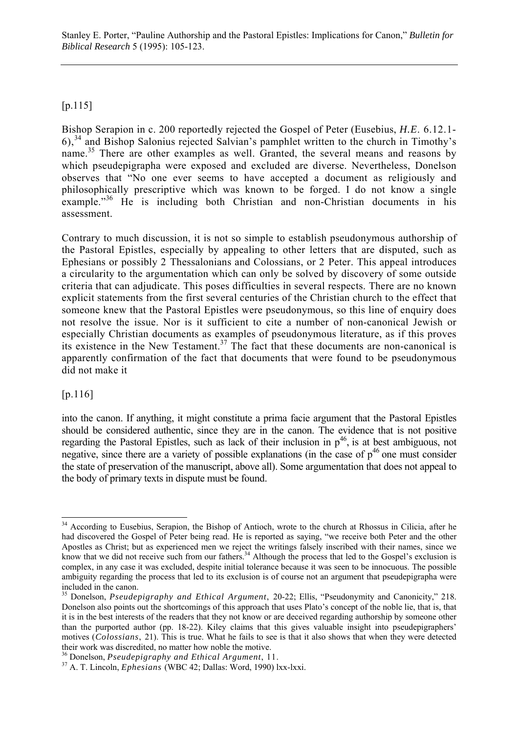[p.115]

Bishop Serapion in c. 200 reportedly rejected the Gospel of Peter (Eusebius, *H.E.* 6.12.1-6),[34] and Bishop Salonius rejected Salvian's pamphlet written to the church in Timothy's name.[35] There are other examples as well. Granted, the several means and reasons by which pseudepigrapha were exposed and excluded are diverse. Nevertheless, Donelson observes that "No one ever seems to have accepted a document as religiously and philosophically prescriptive which was known to be forged. I do not know a single example."[36] He is including both Christian and non-Christian documents in his assessment.

Contrary to much discussion, it is not so simple to establish pseudonymous authorship of the Pastoral Epistles, especially by appealing to other letters that are disputed, such as Ephesians or possibly 2 Thessalonians and Colossians, or 2 Peter. This appeal introduces a circularity to the argumentation which can only be solved by discovery of some outside criteria that can adjudicate. This poses difficulties in several respects. There are no known explicit statements from the first several centuries of the Christian church to the effect that someone knew that the Pastoral Epistles were pseudonymous, so this line of enquiry does not resolve the issue. Nor is it sufficient to cite a number of non-canonical Jewish or especially Christian documents as examples of pseudonymous literature, as if this proves its existence in the New Testament.[37] The fact that these documents are non-canonical is apparently confirmation of the fact that documents that were found to be pseudonymous did not make it

[p.116]

into the canon. If anything, it might constitute a prima facie argument that the Pastoral Epistles should be considered authentic, since they are in the canon. The evidence that is not positive regarding the Pastoral Epistles, such as lack of their inclusion in $p^{46}$, is at best ambiguous, not negative, since there are a variety of possible explanations (in the case of $p^{46}$ one must consider the state of preservation of the manuscript, above all). Some argumentation that does not appeal to the body of primary texts in dispute must be found.

---

[34] According to Eusebius, Serapion, the Bishop of Antioch, wrote to the church at Rhossus in Cilicia, after he had discovered the Gospel of Peter being read. He is reported as saying, "we receive both Peter and the other Apostles as Christ; but as experienced men we reject the writings falsely inscribed with their names, since we know that we did not receive such from our fathers.[34] Although the process that led to the Gospel's exclusion is complex, in any case it was excluded, despite initial tolerance because it was seen to be innocuous. The possible ambiguity regarding the process that led to its exclusion is of course not an argument that pseudepigrapha were included in the canon.

[35] Donelson, *Pseudepigraphy and Ethical Argument*, 20-22; Ellis, "Pseudonymity and Canonicity," 218. Donelson also points out the shortcomings of this approach that uses Plato's concept of the noble lie, that is, that it is in the best interests of the readers that they not know or are deceived regarding authorship by someone other than the purported author (pp. 18-22). Kiley claims that this gives valuable insight into pseudepigraphers' motives (*Colossians*, 21). This is true. What he fails to see is that it also shows that when they were detected their work was discredited, no matter how noble the motive.

[36] Donelson, *Pseudepigraphy and Ethical Argument*, 11.

[37] A. T. Lincoln, *Ephesians* (WBC 42; Dallas: Word, 1990) lxx-lxxi.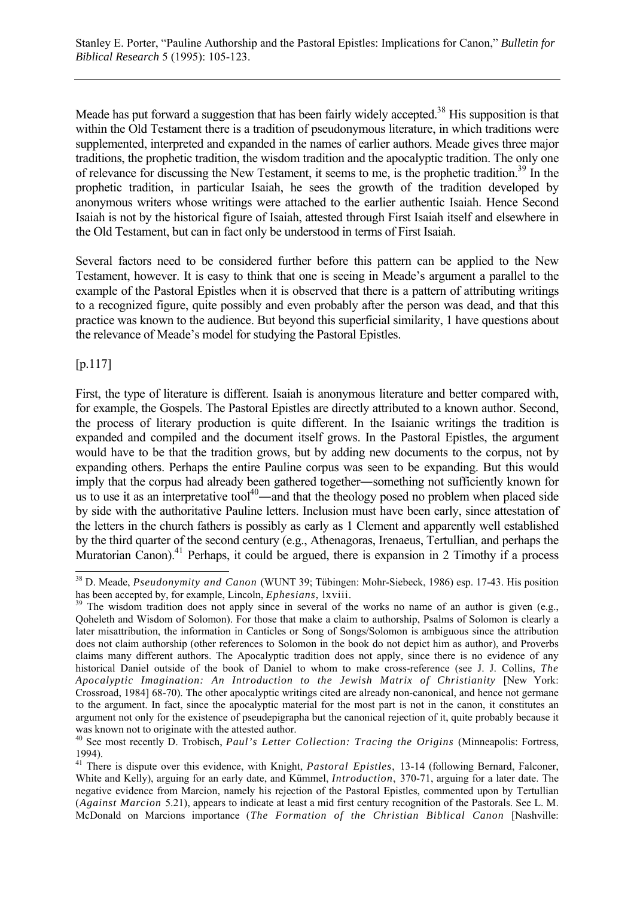Meade has put forward a suggestion that has been fairly widely accepted.[38] His supposition is that within the Old Testament there is a tradition of pseudonymous literature, in which traditions were supplemented, interpreted and expanded in the names of earlier authors. Meade gives three major traditions, the prophetic tradition, the wisdom tradition and the apocalyptic tradition. The only one of relevance for discussing the New Testament, it seems to me, is the prophetic tradition.[39] In the prophetic tradition, in particular Isaiah, he sees the growth of the tradition developed by anonymous writers whose writings were attached to the earlier authentic Isaiah. Hence Second Isaiah is not by the historical figure of Isaiah, attested through First Isaiah itself and elsewhere in the Old Testament, but can in fact only be understood in terms of First Isaiah.

Several factors need to be considered further before this pattern can be applied to the New Testament, however. It is easy to think that one is seeing in Meade's argument a parallel to the example of the Pastoral Epistles when it is observed that there is a pattern of attributing writings to a recognized figure, quite possibly and even probably after the person was dead, and that this practice was known to the audience. But beyond this superficial similarity, 1 have questions about the relevance of Meade's model for studying the Pastoral Epistles.

[p.117]

First, the type of literature is different. Isaiah is anonymous literature and better compared with, for example, the Gospels. The Pastoral Epistles are directly attributed to a known author. Second, the process of literary production is quite different. In the Isaianic writings the tradition is expanded and compiled and the document itself grows. In the Pastoral Epistles, the argument would have to be that the tradition grows, but by adding new documents to the corpus, not by expanding others. Perhaps the entire Pauline corpus was seen to be expanding. But this would imply that the corpus had already been gathered together―something not sufficiently known for us to use it as an interpretative tool[40]―and that the theology posed no problem when placed side by side with the authoritative Pauline letters. Inclusion must have been early, since attestation of the letters in the church fathers is possibly as early as 1 Clement and apparently well established by the third quarter of the second century (e.g., Athenagoras, Irenaeus, Tertullian, and perhaps the Muratorian Canon).[41] Perhaps, it could be argued, there is expansion in 2 Timothy if a process

---

[38] D. Meade, *Pseudonymity and Canon* (WUNT 39; Tübingen: Mohr-Siebeck, 1986) esp. 17-43. His position has been accepted by, for example, Lincoln, *Ephesians*, lxviii.

[39] The wisdom tradition does not apply since in several of the works no name of an author is given (e.g., Qoheleth and Wisdom of Solomon). For those that make a claim to authorship, Psalms of Solomon is clearly a later misattribution, the information in Canticles or Song of Songs/Solomon is ambiguous since the attribution does not claim authorship (other references to Solomon in the book do not depict him as author), and Proverbs claims many different authors. The Apocalyptic tradition does not apply, since there is no evidence of any historical Daniel outside of the book of Daniel to whom to make cross-reference (see J. J. Collins, *The Apocalyptic Imagination: An Introduction to the Jewish Matrix of Christianity* [New York: Crossroad, 1984] 68-70). The other apocalyptic writings cited are already non-canonical, and hence not germane to the argument. In fact, since the apocalyptic material for the most part is not in the canon, it constitutes an argument not only for the existence of pseudepigrapha but the canonical rejection of it, quite probably because it was known not to originate with the attested author.

[40] See most recently D. Trobisch, *Paul's Letter Collection: Tracing the Origins* (Minneapolis: Fortress, 1994).

[41] There is dispute over this evidence, with Knight, *Pastoral Epistles*, 13-14 (following Bernard, Falconer, White and Kelly), arguing for an early date, and Kümmel, *Introduction*, 370-71, arguing for a later date. The negative evidence from Marcion, namely his rejection of the Pastoral Epistles, commented upon by Tertullian (*Against Marcion* 5.21), appears to indicate at least a mid first century recognition of the Pastorals. See L. M. McDonald on Marcions importance (*The Formation of the Christian Biblical Canon* [Nashville: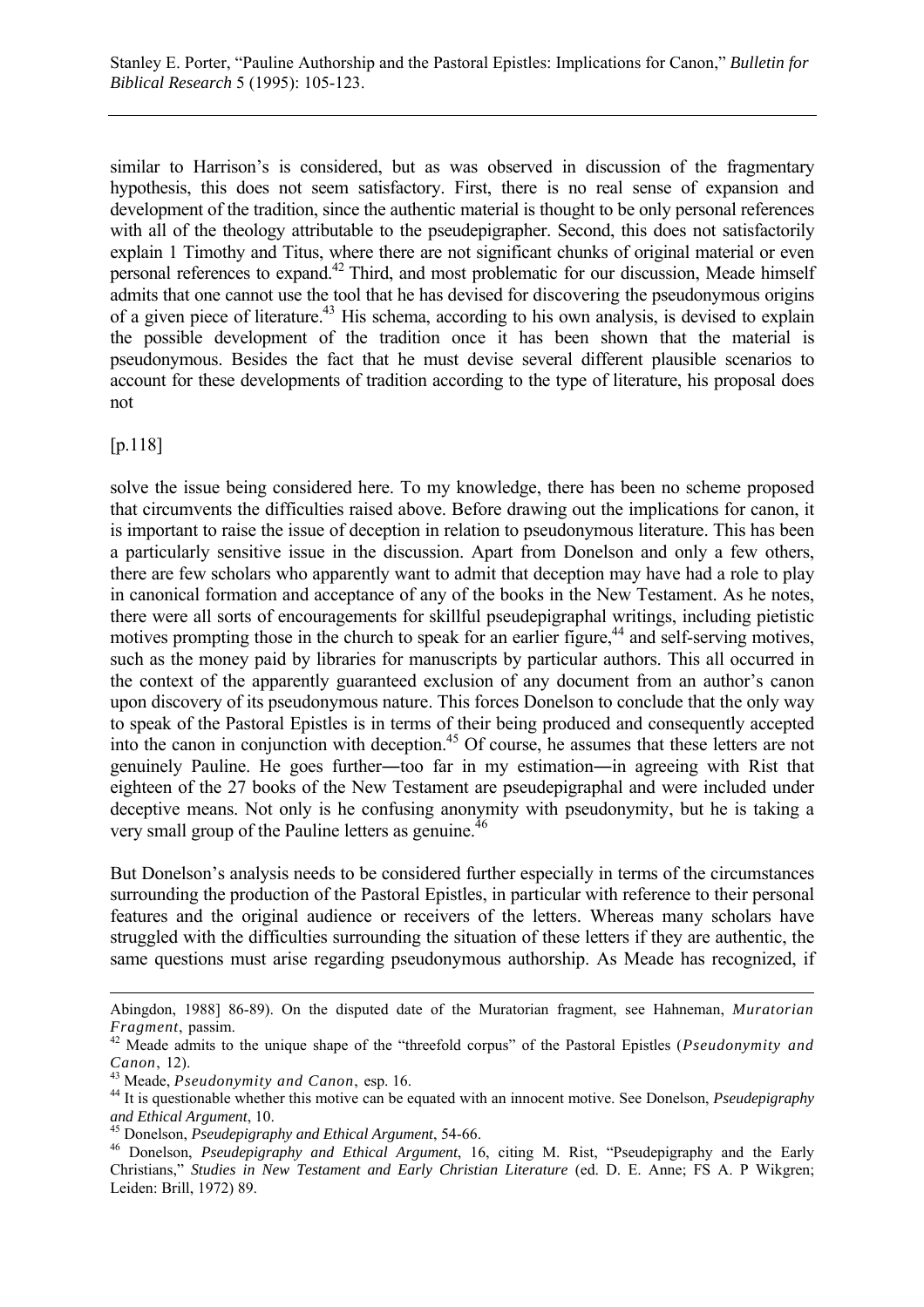similar to Harrison's is considered, but as was observed in discussion of the fragmentary hypothesis, this does not seem satisfactory. First, there is no real sense of expansion and development of the tradition, since the authentic material is thought to be only personal references with all of the theology attributable to the pseudepigrapher. Second, this does not satisfactorily explain 1 Timothy and Titus, where there are not significant chunks of original material or even personal references to expand.[42] Third, and most problematic for our discussion, Meade himself admits that one cannot use the tool that he has devised for discovering the pseudonymous origins of a given piece of literature.[43] His schema, according to his own analysis, is devised to explain the possible development of the tradition once it has been shown that the material is pseudonymous. Besides the fact that he must devise several different plausible scenarios to account for these developments of tradition according to the type of literature, his proposal does not

[p.118]

solve the issue being considered here. To my knowledge, there has been no scheme proposed that circumvents the difficulties raised above. Before drawing out the implications for canon, it is important to raise the issue of deception in relation to pseudonymous literature. This has been a particularly sensitive issue in the discussion. Apart from Donelson and only a few others, there are few scholars who apparently want to admit that deception may have had a role to play in canonical formation and acceptance of any of the books in the New Testament. As he notes, there were all sorts of encouragements for skillful pseudepigraphal writings, including pietistic motives prompting those in the church to speak for an earlier figure,[44] and self-serving motives, such as the money paid by libraries for manuscripts by particular authors. This all occurred in the context of the apparently guaranteed exclusion of any document from an author's canon upon discovery of its pseudonymous nature. This forces Donelson to conclude that the only way to speak of the Pastoral Epistles is in terms of their being produced and consequently accepted into the canon in conjunction with deception.[45] Of course, he assumes that these letters are not genuinely Pauline. He goes further―too far in my estimation―in agreeing with Rist that eighteen of the 27 books of the New Testament are pseudepigraphal and were included under deceptive means. Not only is he confusing anonymity with pseudonymity, but he is taking a very small group of the Pauline letters as genuine.[46]

But Donelson's analysis needs to be considered further especially in terms of the circumstances surrounding the production of the Pastoral Epistles, in particular with reference to their personal features and the original audience or receivers of the letters. Whereas many scholars have struggled with the difficulties surrounding the situation of these letters if they are authentic, the same questions must arise regarding pseudonymous authorship. As Meade has recognized, if

---

Abingdon, 1988] 86-89). On the disputed date of the Muratorian fragment, see Hahneman, *Muratorian Fragment*, passim.

[42] Meade admits to the unique shape of the "threefold corpus" of the Pastoral Epistles (*Pseudonymity and Canon*, 12).

[43] Meade, *Pseudonymity and Canon*, esp. 16.

[44] It is questionable whether this motive can be equated with an innocent motive. See Donelson, *Pseudepigraphy and Ethical Argument*, 10.

[45] Donelson, *Pseudepigraphy and Ethical Argument*, 54-66.

[46] Donelson, *Pseudepigraphy and Ethical Argument*, 16, citing M. Rist, "Pseudepigraphy and the Early Christians," *Studies in New Testament and Early Christian Literature* (ed. D. E. Anne; FS A. P Wikgren; Leiden: Brill, 1972) 89.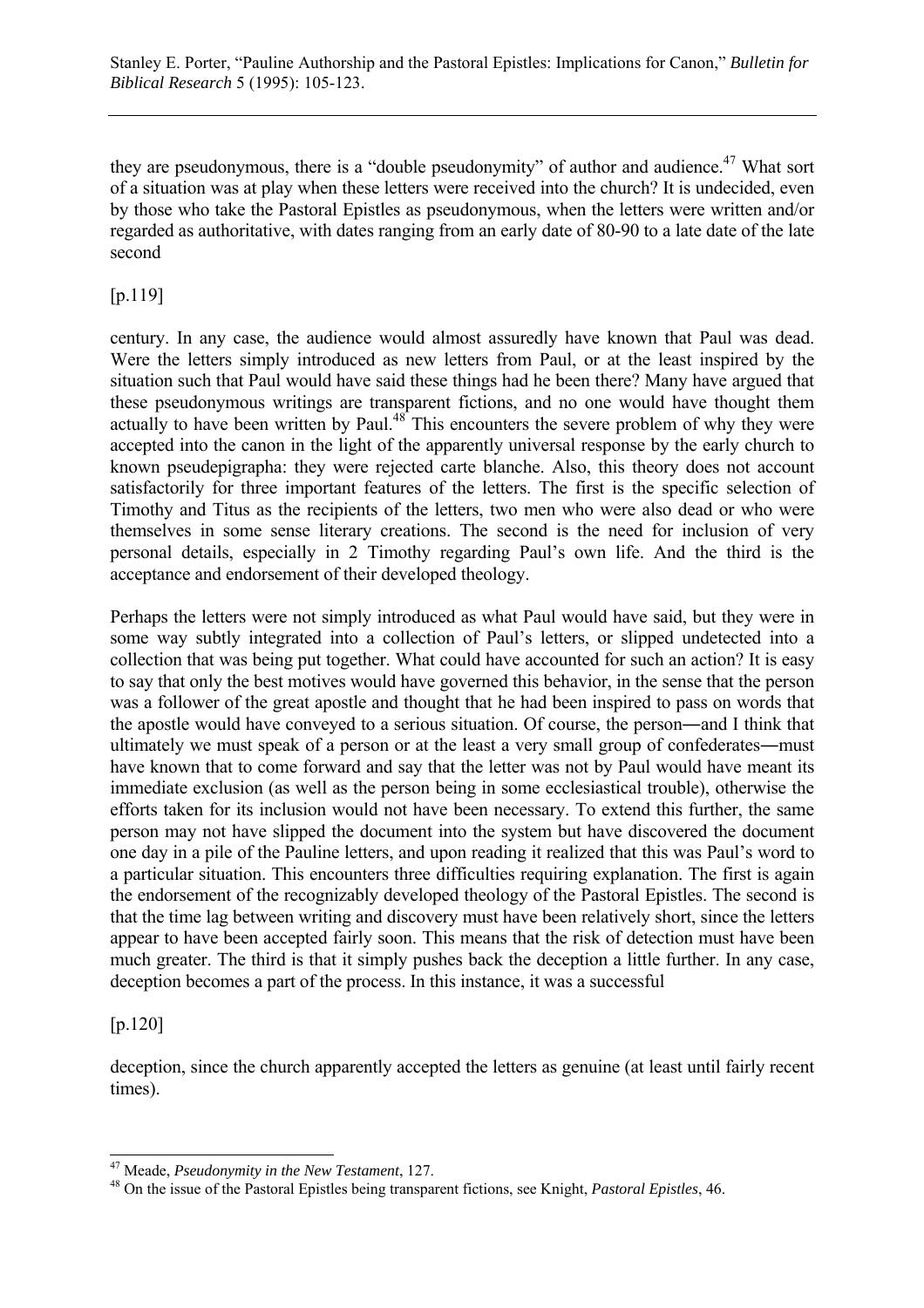they are pseudonymous, there is a "double pseudonymity" of author and audience.[47] What sort of a situation was at play when these letters were received into the church? It is undecided, even by those who take the Pastoral Epistles as pseudonymous, when the letters were written and/or regarded as authoritative, with dates ranging from an early date of 80-90 to a late date of the late second

[p.119]

century. In any case, the audience would almost assuredly have known that Paul was dead. Were the letters simply introduced as new letters from Paul, or at the least inspired by the situation such that Paul would have said these things had he been there? Many have argued that these pseudonymous writings are transparent fictions, and no one would have thought them actually to have been written by Paul.[48] This encounters the severe problem of why they were accepted into the canon in the light of the apparently universal response by the early church to known pseudepigrapha: they were rejected carte blanche. Also, this theory does not account satisfactorily for three important features of the letters. The first is the specific selection of Timothy and Titus as the recipients of the letters, two men who were also dead or who were themselves in some sense literary creations. The second is the need for inclusion of very personal details, especially in 2 Timothy regarding Paul's own life. And the third is the acceptance and endorsement of their developed theology.

Perhaps the letters were not simply introduced as what Paul would have said, but they were in some way subtly integrated into a collection of Paul's letters, or slipped undetected into a collection that was being put together. What could have accounted for such an action? It is easy to say that only the best motives would have governed this behavior, in the sense that the person was a follower of the great apostle and thought that he had been inspired to pass on words that the apostle would have conveyed to a serious situation. Of course, the person—and I think that ultimately we must speak of a person or at the least a very small group of confederates—must have known that to come forward and say that the letter was not by Paul would have meant its immediate exclusion (as well as the person being in some ecclesiastical trouble), otherwise the efforts taken for its inclusion would not have been necessary. To extend this further, the same person may not have slipped the document into the system but have discovered the document one day in a pile of the Pauline letters, and upon reading it realized that this was Paul's word to a particular situation. This encounters three difficulties requiring explanation. The first is again the endorsement of the recognizably developed theology of the Pastoral Epistles. The second is that the time lag between writing and discovery must have been relatively short, since the letters appear to have been accepted fairly soon. This means that the risk of detection must have been much greater. The third is that it simply pushes back the deception a little further. In any case, deception becomes a part of the process. In this instance, it was a successful

[p.120]

deception, since the church apparently accepted the letters as genuine (at least until fairly recent times).

---

[47] Meade, *Pseudonymity in the New Testament*, 127.

[48] On the issue of the Pastoral Epistles being transparent fictions, see Knight, *Pastoral Epistles*, 46.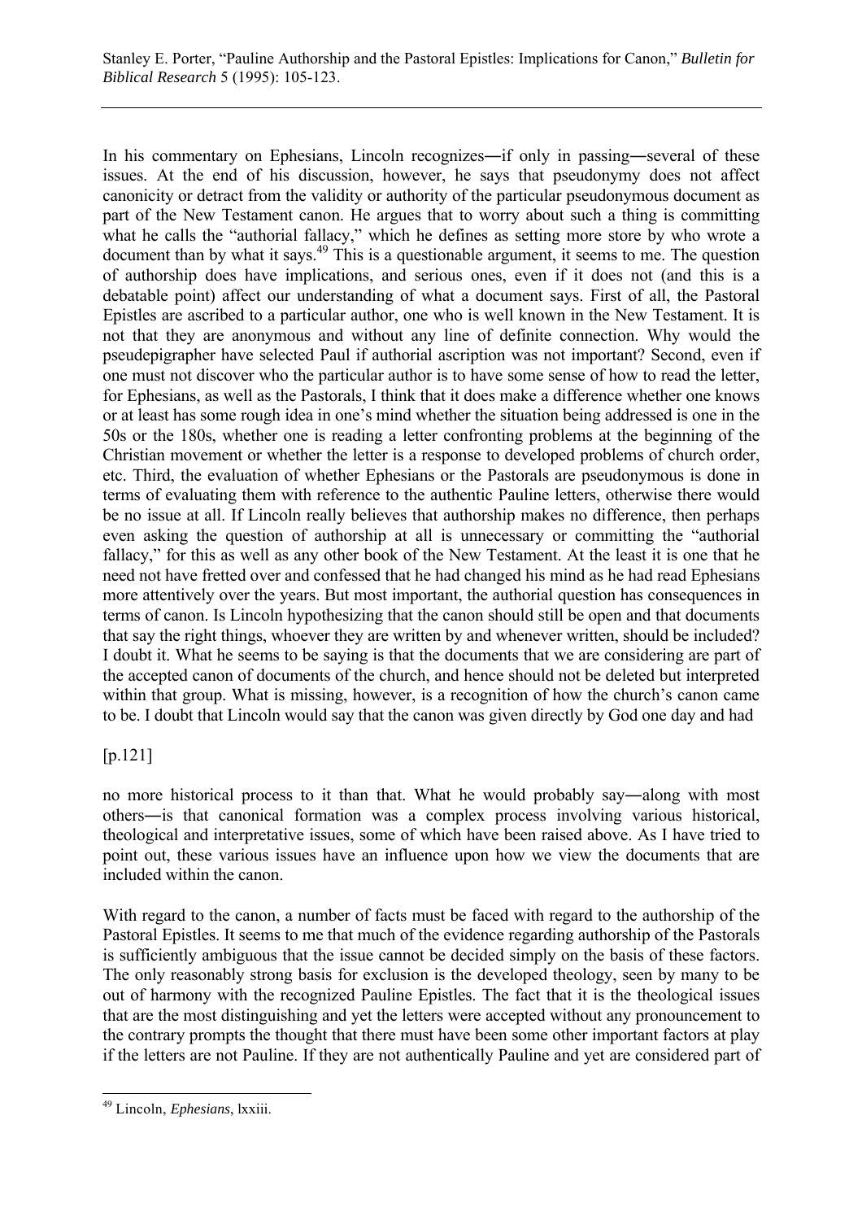In his commentary on Ephesians, Lincoln recognizes―if only in passing―several of these issues. At the end of his discussion, however, he says that pseudonymy does not affect canonicity or detract from the validity or authority of the particular pseudonymous document as part of the New Testament canon. He argues that to worry about such a thing is committing what he calls the "authorial fallacy," which he defines as setting more store by who wrote a document than by what it says.[49] This is a questionable argument, it seems to me. The question of authorship does have implications, and serious ones, even if it does not (and this is a debatable point) affect our understanding of what a document says. First of all, the Pastoral Epistles are ascribed to a particular author, one who is well known in the New Testament. It is not that they are anonymous and without any line of definite connection. Why would the pseudepigrapher have selected Paul if authorial ascription was not important? Second, even if one must not discover who the particular author is to have some sense of how to read the letter, for Ephesians, as well as the Pastorals, I think that it does make a difference whether one knows or at least has some rough idea in one's mind whether the situation being addressed is one in the 50s or the 180s, whether one is reading a letter confronting problems at the beginning of the Christian movement or whether the letter is a response to developed problems of church order, etc. Third, the evaluation of whether Ephesians or the Pastorals are pseudonymous is done in terms of evaluating them with reference to the authentic Pauline letters, otherwise there would be no issue at all. If Lincoln really believes that authorship makes no difference, then perhaps even asking the question of authorship at all is unnecessary or committing the "authorial fallacy," for this as well as any other book of the New Testament. At the least it is one that he need not have fretted over and confessed that he had changed his mind as he had read Ephesians more attentively over the years. But most important, the authorial question has consequences in terms of canon. Is Lincoln hypothesizing that the canon should still be open and that documents that say the right things, whoever they are written by and whenever written, should be included? I doubt it. What he seems to be saying is that the documents that we are considering are part of the accepted canon of documents of the church, and hence should not be deleted but interpreted within that group. What is missing, however, is a recognition of how the church's canon came to be. I doubt that Lincoln would say that the canon was given directly by God one day and had

[p.121]

no more historical process to it than that. What he would probably say―along with most others―is that canonical formation was a complex process involving various historical, theological and interpretative issues, some of which have been raised above. As I have tried to point out, these various issues have an influence upon how we view the documents that are included within the canon.

With regard to the canon, a number of facts must be faced with regard to the authorship of the Pastoral Epistles. It seems to me that much of the evidence regarding authorship of the Pastorals is sufficiently ambiguous that the issue cannot be decided simply on the basis of these factors. The only reasonably strong basis for exclusion is the developed theology, seen by many to be out of harmony with the recognized Pauline Epistles. The fact that it is the theological issues that are the most distinguishing and yet the letters were accepted without any pronouncement to the contrary prompts the thought that there must have been some other important factors at play if the letters are not Pauline. If they are not authentically Pauline and yet are considered part of

---

[49] Lincoln, *Ephesians*, lxxiii.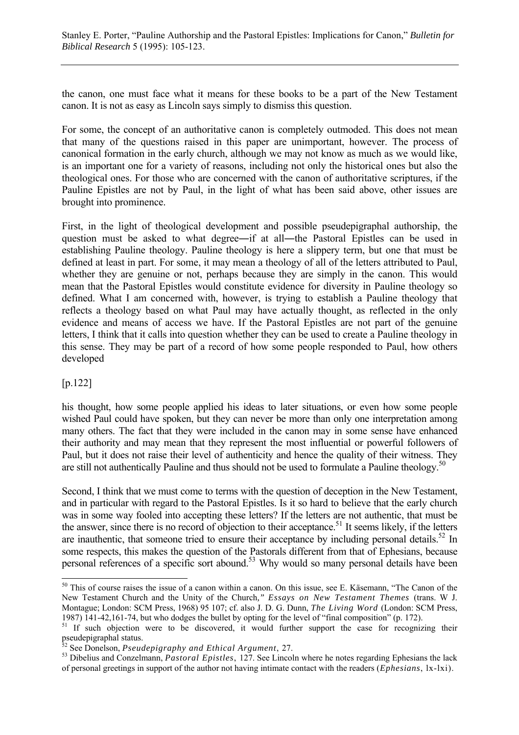the canon, one must face what it means for these books to be a part of the New Testament canon. It is not as easy as Lincoln says simply to dismiss this question.

For some, the concept of an authoritative canon is completely outmoded. This does not mean that many of the questions raised in this paper are unimportant, however. The process of canonical formation in the early church, although we may not know as much as we would like, is an important one for a variety of reasons, including not only the historical ones but also the theological ones. For those who are concerned with the canon of authoritative scriptures, if the Pauline Epistles are not by Paul, in the light of what has been said above, other issues are brought into prominence.

First, in the light of theological development and possible pseudepigraphal authorship, the question must be asked to what degree—if at all—the Pastoral Epistles can be used in establishing Pauline theology. Pauline theology is here a slippery term, but one that must be defined at least in part. For some, it may mean a theology of all of the letters attributed to Paul, whether they are genuine or not, perhaps because they are simply in the canon. This would mean that the Pastoral Epistles would constitute evidence for diversity in Pauline theology so defined. What I am concerned with, however, is trying to establish a Pauline theology that reflects a theology based on what Paul may have actually thought, as reflected in the only evidence and means of access we have. If the Pastoral Epistles are not part of the genuine letters, I think that it calls into question whether they can be used to create a Pauline theology in this sense. They may be part of a record of how some people responded to Paul, how others developed

[p.122]

his thought, how some people applied his ideas to later situations, or even how some people wished Paul could have spoken, but they can never be more than only one interpretation among many others. The fact that they were included in the canon may in some sense have enhanced their authority and may mean that they represent the most influential or powerful followers of Paul, but it does not raise their level of authenticity and hence the quality of their witness. They are still not authentically Pauline and thus should not be used to formulate a Pauline theology.[50]

Second, I think that we must come to terms with the question of deception in the New Testament, and in particular with regard to the Pastoral Epistles. Is it so hard to believe that the early church was in some way fooled into accepting these letters? If the letters are not authentic, that must be the answer, since there is no record of objection to their acceptance.[51] It seems likely, if the letters are inauthentic, that someone tried to ensure their acceptance by including personal details.[52] In some respects, this makes the question of the Pastorals different from that of Ephesians, because personal references of a specific sort abound.[53] Why would so many personal details have been

---

[50] This of course raises the issue of a canon within a canon. On this issue, see E. Käsemann, "The Canon of the New Testament Church and the Unity of the Church," *Essays on New Testament Themes* (trans. W J. Montague; London: SCM Press, 1968) 95 107; cf. also J. D. G. Dunn, *The Living Word* (London: SCM Press, 1987) 141-42,161-74, but who dodges the bullet by opting for the level of "final composition" (p. 172).

[51] If such objection were to be discovered, it would further support the case for recognizing their pseudepigraphal status.

[52] See Donelson, *Pseudepigraphy and Ethical Argument*, 27.

[53] Dibelius and Conzelmann, *Pastoral Epistles*, 127. See Lincoln where he notes regarding Ephesians the lack of personal greetings in support of the author not having intimate contact with the readers (*Ephesians*, lx-lxi).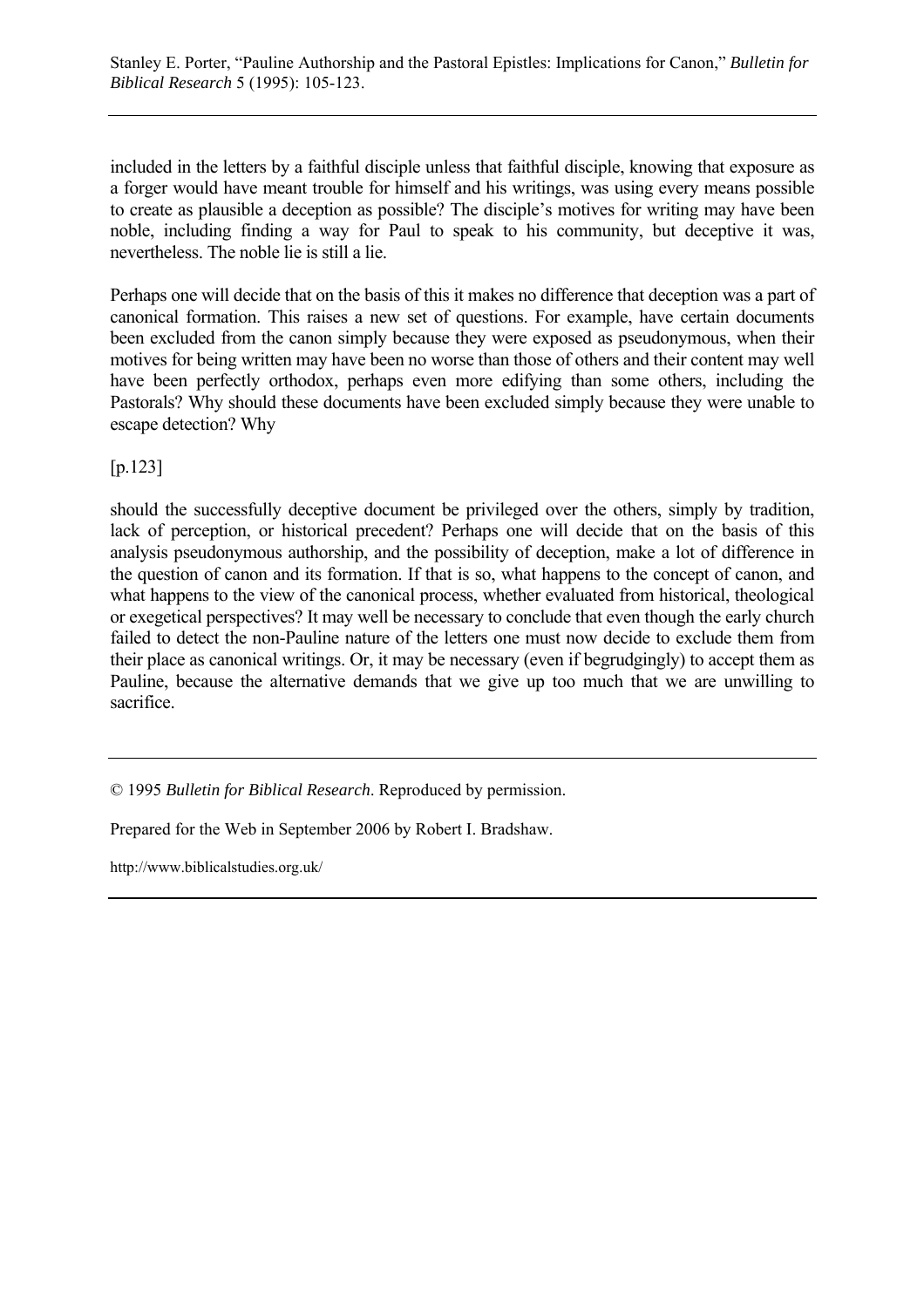included in the letters by a faithful disciple unless that faithful disciple, knowing that exposure as a forger would have meant trouble for himself and his writings, was using every means possible to create as plausible a deception as possible? The disciple's motives for writing may have been noble, including finding a way for Paul to speak to his community, but deceptive it was, nevertheless. The noble lie is still a lie.

Perhaps one will decide that on the basis of this it makes no difference that deception was a part of canonical formation. This raises a new set of questions. For example, have certain documents been excluded from the canon simply because they were exposed as pseudonymous, when their motives for being written may have been no worse than those of others and their content may well have been perfectly orthodox, perhaps even more edifying than some others, including the Pastorals? Why should these documents have been excluded simply because they were unable to escape detection? Why

[p.123]

should the successfully deceptive document be privileged over the others, simply by tradition, lack of perception, or historical precedent? Perhaps one will decide that on the basis of this analysis pseudonymous authorship, and the possibility of deception, make a lot of difference in the question of canon and its formation. If that is so, what happens to the concept of canon, and what happens to the view of the canonical process, whether evaluated from historical, theological or exegetical perspectives? It may well be necessary to conclude that even though the early church failed to detect the non-Pauline nature of the letters one must now decide to exclude them from their place as canonical writings. Or, it may be necessary (even if begrudgingly) to accept them as Pauline, because the alternative demands that we give up too much that we are unwilling to sacrifice.

---

© 1995 *Bulletin for Biblical Research*. Reproduced by permission.

Prepared for the Web in September 2006 by Robert I. Bradshaw.

http://www.biblicalstudies.org.uk/